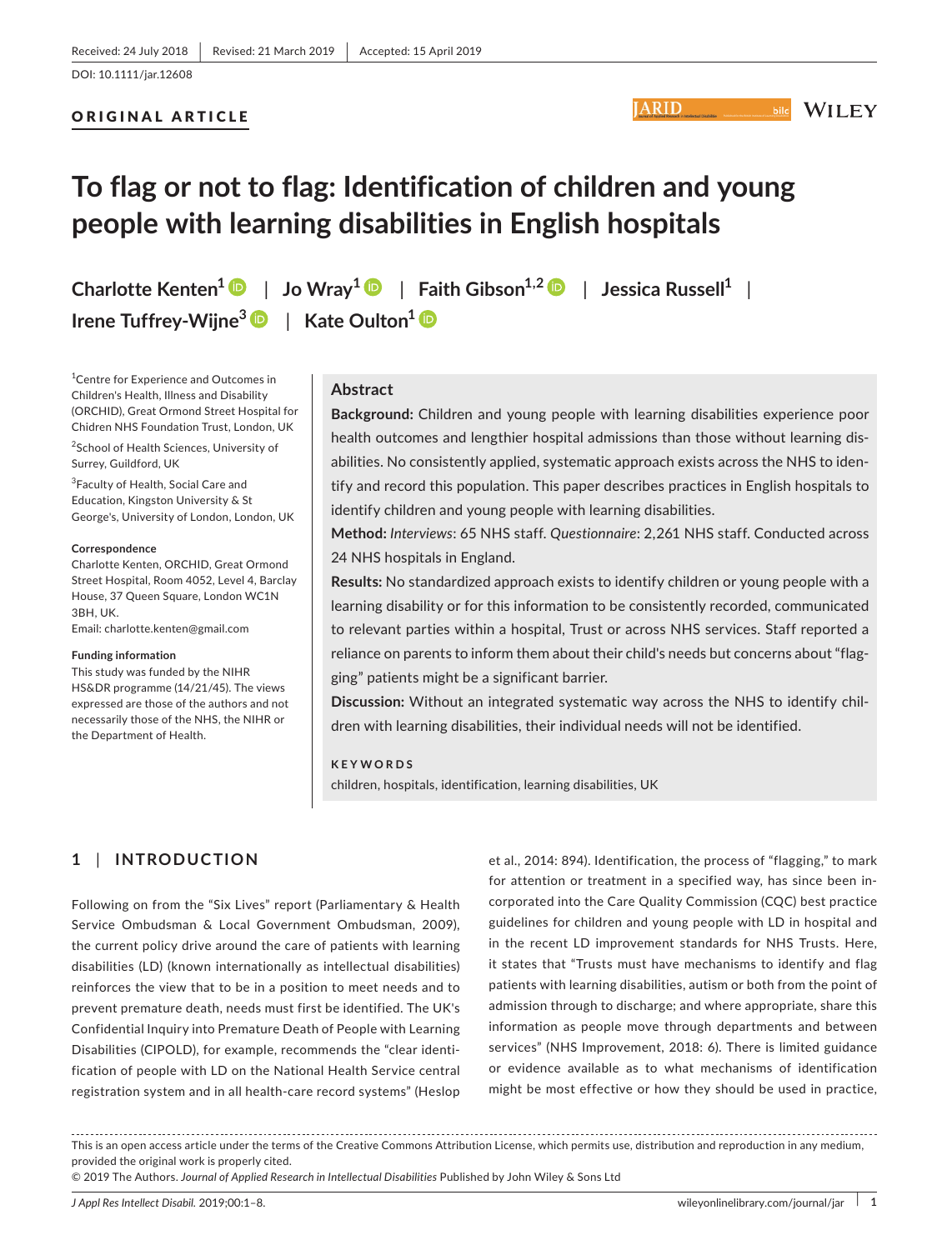Received: 24 July 2018 | Revised: 21 March 2019 | Accepted: 15 April 2019

DOI: 10.1111/jar.12608

ORIGINAL ARTICLE

# To flag or not to flag: Identification of children and young people with learning disabilities in English hospitals

**Charlotte Kenten[1] | Jo Wray[1] | Faith Gibson[1,2] | Jessica Russell[1] | Irene Tuffrey-Wijne[3] | Kate Oulton[1]**

[1]Centre for Experience and Outcomes in Children's Health, Illness and Disability (ORCHID), Great Ormond Street Hospital for Chidren NHS Foundation Trust, London, UK

[2]School of Health Sciences, University of Surrey, Guildford, UK

[3]Faculty of Health, Social Care and Education, Kingston University & St George's, University of London, London, UK

**Correspondence**
Charlotte Kenten, ORCHID, Great Ormond Street Hospital, Room 4052, Level 4, Barclay House, 37 Queen Square, London WC1N 3BH, UK.
Email: charlotte.kenten@gmail.com

**Funding information**
This study was funded by the NIHR HS&DR programme (14/21/45). The views expressed are those of the authors and not necessarily those of the NHS, the NIHR or the Department of Health.

## Abstract

**Background:** Children and young people with learning disabilities experience poor health outcomes and lengthier hospital admissions than those without learning disabilities. No consistently applied, systematic approach exists across the NHS to identify and record this population. This paper describes practices in English hospitals to identify children and young people with learning disabilities.

**Method:** *Interviews*: 65 NHS staff. *Questionnaire*: 2,261 NHS staff. Conducted across 24 NHS hospitals in England.

**Results:** No standardized approach exists to identify children or young people with a learning disability or for this information to be consistently recorded, communicated to relevant parties within a hospital, Trust or across NHS services. Staff reported a reliance on parents to inform them about their child's needs but concerns about "flagging" patients might be a significant barrier.

**Discussion:** Without an integrated systematic way across the NHS to identify children with learning disabilities, their individual needs will not be identified.

**KEYWORDS**
children, hospitals, identification, learning disabilities, UK

## 1 | INTRODUCTION

Following on from the "Six Lives" report (Parliamentary & Health Service Ombudsman & Local Government Ombudsman, 2009), the current policy drive around the care of patients with learning disabilities (LD) (known internationally as intellectual disabilities) reinforces the view that to be in a position to meet needs and to prevent premature death, needs must first be identified. The UK's Confidential Inquiry into Premature Death of People with Learning Disabilities (CIPOLD), for example, recommends the "clear identification of people with LD on the National Health Service central registration system and in all health-care record systems" (Heslop et al., 2014: 894). Identification, the process of "flagging," to mark for attention or treatment in a specified way, has since been incorporated into the Care Quality Commission (CQC) best practice guidelines for children and young people with LD in hospital and in the recent LD improvement standards for NHS Trusts. Here, it states that "Trusts must have mechanisms to identify and flag patients with learning disabilities, autism or both from the point of admission through to discharge; and where appropriate, share this information as people move through departments and between services" (NHS Improvement, 2018: 6). There is limited guidance or evidence available as to what mechanisms of identification might be most effective or how they should be used in practice,

This is an open access article under the terms of the Creative Commons Attribution License, which permits use, distribution and reproduction in any medium, provided the original work is properly cited.
© 2019 The Authors. *Journal of Applied Research in Intellectual Disabilities* Published by John Wiley & Sons Ltd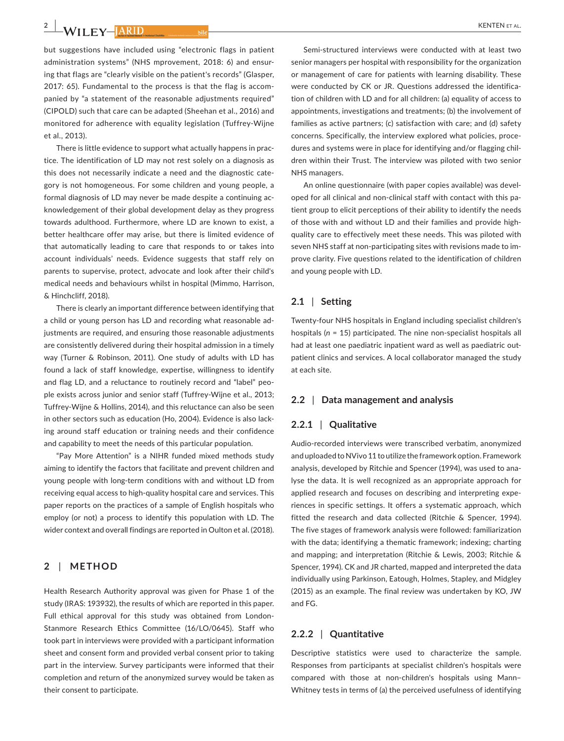but suggestions have included using "electronic flags in patient administration systems" (NHS mprovement, 2018: 6) and ensuring that flags are "clearly visible on the patient's records" (Glasper, 2017: 65). Fundamental to the process is that the flag is accompanied by "a statement of the reasonable adjustments required" (CIPOLD) such that care can be adapted (Sheehan et al., 2016) and monitored for adherence with equality legislation (Tuffrey-Wijne et al., 2013).

There is little evidence to support what actually happens in practice. The identification of LD may not rest solely on a diagnosis as this does not necessarily indicate a need and the diagnostic category is not homogeneous. For some children and young people, a formal diagnosis of LD may never be made despite a continuing acknowledgement of their global development delay as they progress towards adulthood. Furthermore, where LD are known to exist, a better healthcare offer may arise, but there is limited evidence of that automatically leading to care that responds to or takes into account individuals' needs. Evidence suggests that staff rely on parents to supervise, protect, advocate and look after their child's medical needs and behaviours whilst in hospital (Mimmo, Harrison, & Hinchcliff, 2018).

There is clearly an important difference between identifying that a child or young person has LD and recording what reasonable adjustments are required, and ensuring those reasonable adjustments are consistently delivered during their hospital admission in a timely way (Turner & Robinson, 2011). One study of adults with LD has found a lack of staff knowledge, expertise, willingness to identify and flag LD, and a reluctance to routinely record and "label" people exists across junior and senior staff (Tuffrey-Wijne et al., 2013; Tuffrey-Wijne & Hollins, 2014), and this reluctance can also be seen in other sectors such as education (Ho, 2004). Evidence is also lacking around staff education or training needs and their confidence and capability to meet the needs of this particular population.

"Pay More Attention" is a NIHR funded mixed methods study aiming to identify the factors that facilitate and prevent children and young people with long-term conditions with and without LD from receiving equal access to high-quality hospital care and services. This paper reports on the practices of a sample of English hospitals who employ (or not) a process to identify this population with LD. The wider context and overall findings are reported in Oulton et al. (2018).

## 2 | METHOD

Health Research Authority approval was given for Phase 1 of the study (IRAS: 193932), the results of which are reported in this paper. Full ethical approval for this study was obtained from London-Stanmore Research Ethics Committee (16/LO/0645). Staff who took part in interviews were provided with a participant information sheet and consent form and provided verbal consent prior to taking part in the interview. Survey participants were informed that their completion and return of the anonymized survey would be taken as their consent to participate.

Semi-structured interviews were conducted with at least two senior managers per hospital with responsibility for the organization or management of care for patients with learning disability. These were conducted by CK or JR. Questions addressed the identification of children with LD and for all children: (a) equality of access to appointments, investigations and treatments; (b) the involvement of families as active partners; (c) satisfaction with care; and (d) safety concerns. Specifically, the interview explored what policies, procedures and systems were in place for identifying and/or flagging children within their Trust. The interview was piloted with two senior NHS managers.

An online questionnaire (with paper copies available) was developed for all clinical and non-clinical staff with contact with this patient group to elicit perceptions of their ability to identify the needs of those with and without LD and their families and provide high-quality care to effectively meet these needs. This was piloted with seven NHS staff at non-participating sites with revisions made to improve clarity. Five questions related to the identification of children and young people with LD.

### 2.1 | Setting

Twenty-four NHS hospitals in England including specialist children's hospitals (*n* = 15) participated. The nine non-specialist hospitals all had at least one paediatric inpatient ward as well as paediatric outpatient clinics and services. A local collaborator managed the study at each site.

### 2.2 | Data management and analysis

#### 2.2.1 | Qualitative

Audio-recorded interviews were transcribed verbatim, anonymized and uploaded to NVivo 11 to utilize the framework option. Framework analysis, developed by Ritchie and Spencer (1994), was used to analyse the data. It is well recognized as an appropriate approach for applied research and focuses on describing and interpreting experiences in specific settings. It offers a systematic approach, which fitted the research and data collected (Ritchie & Spencer, 1994). The five stages of framework analysis were followed: familiarization with the data; identifying a thematic framework; indexing; charting and mapping; and interpretation (Ritchie & Lewis, 2003; Ritchie & Spencer, 1994). CK and JR charted, mapped and interpreted the data individually using Parkinson, Eatough, Holmes, Stapley, and Midgley (2015) as an example. The final review was undertaken by KO, JW and FG.

#### 2.2.2 | Quantitative

Descriptive statistics were used to characterize the sample. Responses from participants at specialist children's hospitals were compared with those at non-children's hospitals using Mann–Whitney tests in terms of (a) the perceived usefulness of identifying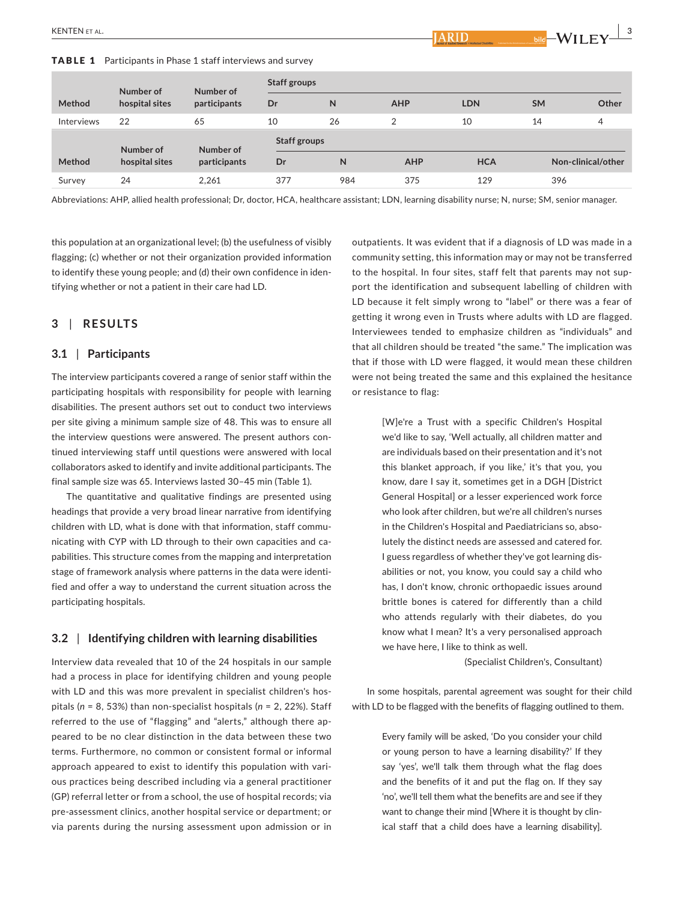**TABLE 1** Participants in Phase 1 staff interviews and survey

| Method | Number of hospital sites | Number of participants | Staff groups | | | | | |
|---|---|---|---|---|---|---|---|---|
| | | | Dr | N | AHP | LDN | SM | Other |
| Interviews | 22 | 65 | 10 | 26 | 2 | 10 | 14 | 4 |

| Method | Number of hospital sites | Number of participants | Staff groups | | | | |
|---|---|---|---|---|---|---|---|
| | | | Dr | N | AHP | HCA | Non-clinical/other |
| Survey | 24 | 2,261 | 377 | 984 | 375 | 129 | 396 |

Abbreviations: AHP, allied health professional; Dr, doctor, HCA, healthcare assistant; LDN, learning disability nurse; N, nurse; SM, senior manager.

this population at an organizational level; (b) the usefulness of visibly flagging; (c) whether or not their organization provided information to identify these young people; and (d) their own confidence in identifying whether or not a patient in their care had LD.

## 3 | RESULTS

### 3.1 | Participants

The interview participants covered a range of senior staff within the participating hospitals with responsibility for people with learning disabilities. The present authors set out to conduct two interviews per site giving a minimum sample size of 48. This was to ensure all the interview questions were answered. The present authors continued interviewing staff until questions were answered with local collaborators asked to identify and invite additional participants. The final sample size was 65. Interviews lasted 30–45 min (Table 1).

The quantitative and qualitative findings are presented using headings that provide a very broad linear narrative from identifying children with LD, what is done with that information, staff communicating with CYP with LD through to their own capacities and capabilities. This structure comes from the mapping and interpretation stage of framework analysis where patterns in the data were identified and offer a way to understand the current situation across the participating hospitals.

### 3.2 | Identifying children with learning disabilities

Interview data revealed that 10 of the 24 hospitals in our sample had a process in place for identifying children and young people with LD and this was more prevalent in specialist children's hospitals ($n$ = 8, 53%) than non-specialist hospitals ($n$ = 2, 22%). Staff referred to the use of "flagging" and "alerts," although there appeared to be no clear distinction in the data between these two terms. Furthermore, no common or consistent formal or informal approach appeared to exist to identify this population with various practices being described including via a general practitioner (GP) referral letter or from a school, the use of hospital records; via pre-assessment clinics, another hospital service or department; or via parents during the nursing assessment upon admission or in outpatients. It was evident that if a diagnosis of LD was made in a community setting, this information may or may not be transferred to the hospital. In four sites, staff felt that parents may not support the identification and subsequent labelling of children with LD because it felt simply wrong to "label" or there was a fear of getting it wrong even in Trusts where adults with LD are flagged. Interviewees tended to emphasize children as "individuals" and that all children should be treated "the same." The implication was that if those with LD were flagged, it would mean these children were not being treated the same and this explained the hesitance or resistance to flag:

> [W]e're a Trust with a specific Children's Hospital we'd like to say, 'Well actually, all children matter and are individuals based on their presentation and it's not this blanket approach, if you like,' it's that you, you know, dare I say it, sometimes get in a DGH [District General Hospital] or a lesser experienced work force who look after children, but we're all children's nurses in the Children's Hospital and Paediatricians so, absolutely the distinct needs are assessed and catered for. I guess regardless of whether they've got learning disabilities or not, you know, you could say a child who has, I don't know, chronic orthopaedic issues around brittle bones is catered for differently than a child who attends regularly with their diabetes, do you know what I mean? It's a very personalised approach we have here, I like to think as well.
>
> (Specialist Children's, Consultant)

In some hospitals, parental agreement was sought for their child with LD to be flagged with the benefits of flagging outlined to them.

> Every family will be asked, 'Do you consider your child or young person to have a learning disability?' If they say 'yes', we'll talk them through what the flag does and the benefits of it and put the flag on. If they say 'no', we'll tell them what the benefits are and see if they want to change their mind [Where it is thought by clinical staff that a child does have a learning disability].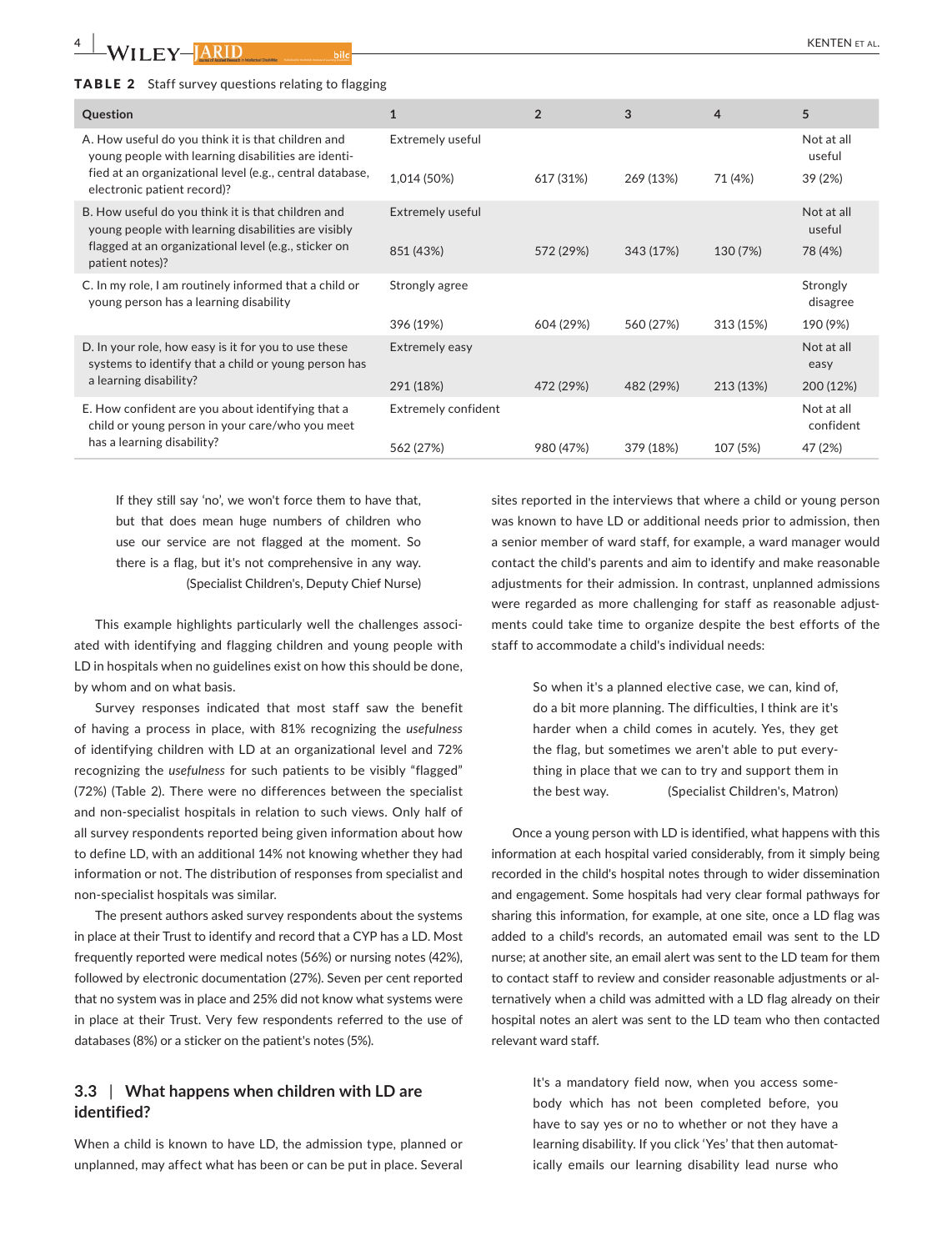**TABLE 2** Staff survey questions relating to flagging

| Question | 1 | 2 | 3 | 4 | 5 |
|---|---|---|---|---|---|
| A. How useful do you think it is that children and young people with learning disabilities are identified at an organizational level (e.g., central database, electronic patient record)? | Extremely useful | | | | Not at all useful |
| | 1,014 (50%) | 617 (31%) | 269 (13%) | 71 (4%) | 39 (2%) |
| B. How useful do you think it is that children and young people with learning disabilities are visibly flagged at an organizational level (e.g., sticker on patient notes)? | Extremely useful | | | | Not at all useful |
| | 851 (43%) | 572 (29%) | 343 (17%) | 130 (7%) | 78 (4%) |
| C. In my role, I am routinely informed that a child or young person has a learning disability | Strongly agree | | | | Strongly disagree |
| | 396 (19%) | 604 (29%) | 560 (27%) | 313 (15%) | 190 (9%) |
| D. In your role, how easy is it for you to use these systems to identify that a child or young person has a learning disability? | Extremely easy | | | | Not at all easy |
| | 291 (18%) | 472 (29%) | 482 (29%) | 213 (13%) | 200 (12%) |
| E. How confident are you about identifying that a child or young person in your care/who you meet has a learning disability? | Extremely confident | | | | Not at all confident |
| | 562 (27%) | 980 (47%) | 379 (18%) | 107 (5%) | 47 (2%) |

> If they still say 'no', we won't force them to have that, but that does mean huge numbers of children who use our service are not flagged at the moment. So there is a flag, but it's not comprehensive in any way. (Specialist Children's, Deputy Chief Nurse)

This example highlights particularly well the challenges associated with identifying and flagging children and young people with LD in hospitals when no guidelines exist on how this should be done, by whom and on what basis.

Survey responses indicated that most staff saw the benefit of having a process in place, with 81% recognizing the *usefulness* of identifying children with LD at an organizational level and 72% recognizing the *usefulness* for such patients to be visibly "flagged" (72%) (Table 2). There were no differences between the specialist and non-specialist hospitals in relation to such views. Only half of all survey respondents reported being given information about how to define LD, with an additional 14% not knowing whether they had information or not. The distribution of responses from specialist and non-specialist hospitals was similar.

The present authors asked survey respondents about the systems in place at their Trust to identify and record that a CYP has a LD. Most frequently reported were medical notes (56%) or nursing notes (42%), followed by electronic documentation (27%). Seven per cent reported that no system was in place and 25% did not know what systems were in place at their Trust. Very few respondents referred to the use of databases (8%) or a sticker on the patient's notes (5%).

### 3.3 | What happens when children with LD are identified?

When a child is known to have LD, the admission type, planned or unplanned, may affect what has been or can be put in place. Several sites reported in the interviews that where a child or young person was known to have LD or additional needs prior to admission, then a senior member of ward staff, for example, a ward manager would contact the child's parents and aim to identify and make reasonable adjustments for their admission. In contrast, unplanned admissions were regarded as more challenging for staff as reasonable adjustments could take time to organize despite the best efforts of the staff to accommodate a child's individual needs:

> So when it's a planned elective case, we can, kind of, do a bit more planning. The difficulties, I think are it's harder when a child comes in acutely. Yes, they get the flag, but sometimes we aren't able to put everything in place that we can to try and support them in the best way. (Specialist Children's, Matron)

Once a young person with LD is identified, what happens with this information at each hospital varied considerably, from it simply being recorded in the child's hospital notes through to wider dissemination and engagement. Some hospitals had very clear formal pathways for sharing this information, for example, at one site, once a LD flag was added to a child's records, an automated email was sent to the LD nurse; at another site, an email alert was sent to the LD team for them to contact staff to review and consider reasonable adjustments or alternatively when a child was admitted with a LD flag already on their hospital notes an alert was sent to the LD team who then contacted relevant ward staff.

> It's a mandatory field now, when you access somebody which has not been completed before, you have to say yes or no to whether or not they have a learning disability. If you click 'Yes' that then automatically emails our learning disability lead nurse who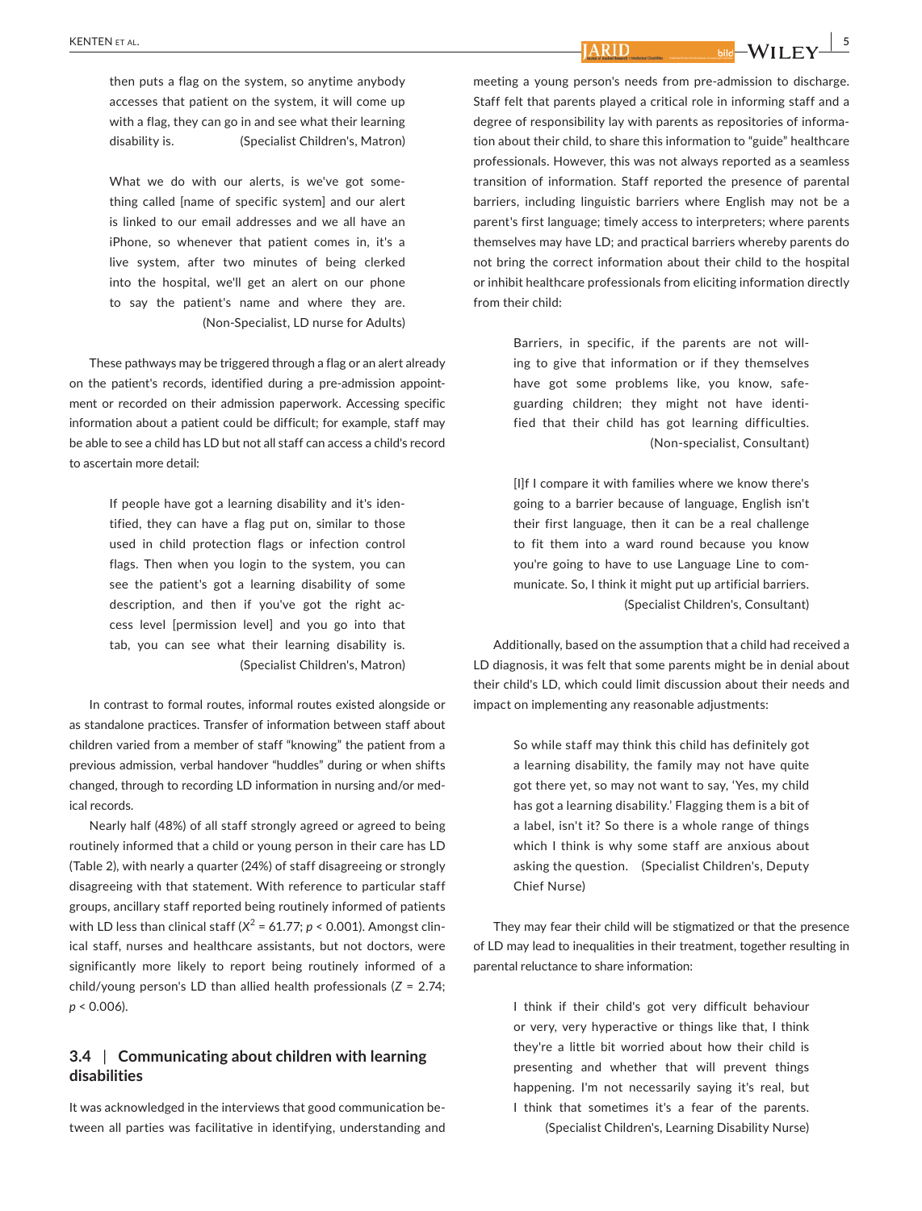> then puts a flag on the system, so anytime anybody accesses that patient on the system, it will come up with a flag, they can go in and see what their learning disability is. (Specialist Children's, Matron)

> What we do with our alerts, is we've got something called [name of specific system] and our alert is linked to our email addresses and we all have an iPhone, so whenever that patient comes in, it's a live system, after two minutes of being clerked into the hospital, we'll get an alert on our phone to say the patient's name and where they are. (Non-Specialist, LD nurse for Adults)

These pathways may be triggered through a flag or an alert already on the patient's records, identified during a pre-admission appointment or recorded on their admission paperwork. Accessing specific information about a patient could be difficult; for example, staff may be able to see a child has LD but not all staff can access a child's record to ascertain more detail:

> If people have got a learning disability and it's identified, they can have a flag put on, similar to those used in child protection flags or infection control flags. Then when you login to the system, you can see the patient's got a learning disability of some description, and then if you've got the right access level [permission level] and you go into that tab, you can see what their learning disability is. (Specialist Children's, Matron)

In contrast to formal routes, informal routes existed alongside or as standalone practices. Transfer of information between staff about children varied from a member of staff "knowing" the patient from a previous admission, verbal handover "huddles" during or when shifts changed, through to recording LD information in nursing and/or medical records.

Nearly half (48%) of all staff strongly agreed or agreed to being routinely informed that a child or young person in their care has LD (Table 2), with nearly a quarter (24%) of staff disagreeing or strongly disagreeing with that statement. With reference to particular staff groups, ancillary staff reported being routinely informed of patients with LD less than clinical staff ($X^2 = 61.77$; $p < 0.001$). Amongst clinical staff, nurses and healthcare assistants, but not doctors, were significantly more likely to report being routinely informed of a child/young person's LD than allied health professionals ($Z = 2.74$; $p < 0.006$).

## 3.4 | Communicating about children with learning disabilities

It was acknowledged in the interviews that good communication between all parties was facilitative in identifying, understanding and meeting a young person's needs from pre-admission to discharge. Staff felt that parents played a critical role in informing staff and a degree of responsibility lay with parents as repositories of information about their child, to share this information to "guide" healthcare professionals. However, this was not always reported as a seamless transition of information. Staff reported the presence of parental barriers, including linguistic barriers where English may not be a parent's first language; timely access to interpreters; where parents themselves may have LD; and practical barriers whereby parents do not bring the correct information about their child to the hospital or inhibit healthcare professionals from eliciting information directly from their child:

> Barriers, in specific, if the parents are not willing to give that information or if they themselves have got some problems like, you know, safeguarding children; they might not have identified that their child has got learning difficulties. (Non-specialist, Consultant)

> [I]f I compare it with families where we know there's going to be a barrier because of language, English isn't their first language, then it can be a real challenge to fit them into a ward round because you know you're going to have to use Language Line to communicate. So, I think it might put up artificial barriers. (Specialist Children's, Consultant)

Additionally, based on the assumption that a child had received a LD diagnosis, it was felt that some parents might be in denial about their child's LD, which could limit discussion about their needs and impact on implementing any reasonable adjustments:

> So while staff may think this child has definitely got a learning disability, the family may not have quite got there yet, so may not want to say, 'Yes, my child has got a learning disability.' Flagging them is a bit of a label, isn't it? So there is a whole range of things which I think is why some staff are anxious about asking the question. (Specialist Children's, Deputy Chief Nurse)

They may fear their child will be stigmatized or that the presence of LD may lead to inequalities in their treatment, together resulting in parental reluctance to share information:

> I think if their child's got very difficult behaviour or very, very hyperactive or things like that, I think they're a little bit worried about how their child is presenting and whether that will prevent things happening. I'm not necessarily saying it's real, but I think that sometimes it's a fear of the parents. (Specialist Children's, Learning Disability Nurse)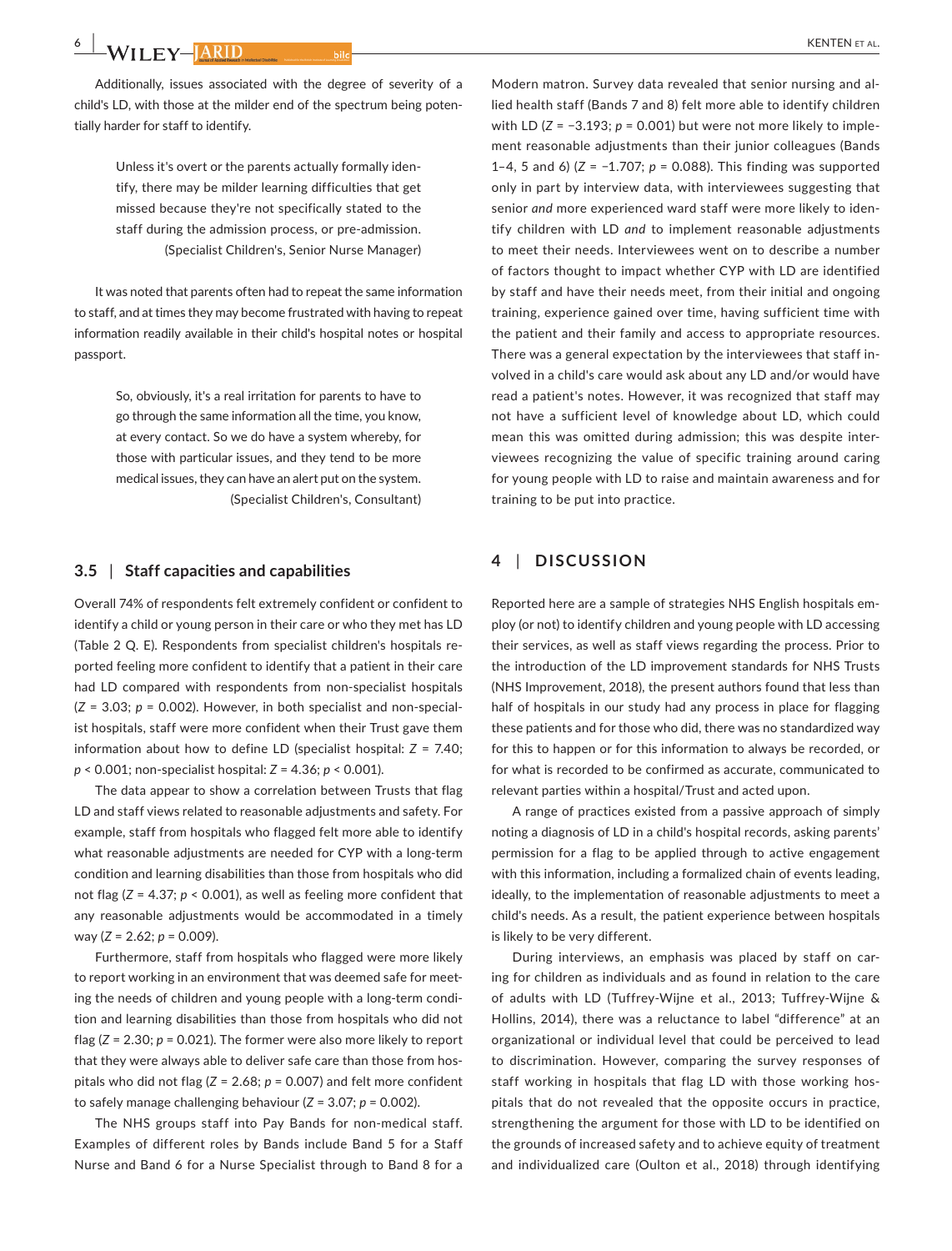Additionally, issues associated with the degree of severity of a child's LD, with those at the milder end of the spectrum being potentially harder for staff to identify.

> Unless it's overt or the parents actually formally identify, there may be milder learning difficulties that get missed because they're not specifically stated to the staff during the admission process, or pre-admission.
> (Specialist Children's, Senior Nurse Manager)

It was noted that parents often had to repeat the same information to staff, and at times they may become frustrated with having to repeat information readily available in their child's hospital notes or hospital passport.

> So, obviously, it's a real irritation for parents to have to go through the same information all the time, you know, at every contact. So we do have a system whereby, for those with particular issues, and they tend to be more medical issues, they can have an alert put on the system.
> (Specialist Children's, Consultant)

### 3.5 | Staff capacities and capabilities

Overall 74% of respondents felt extremely confident or confident to identify a child or young person in their care or who they met has LD (Table 2 Q. E). Respondents from specialist children's hospitals reported feeling more confident to identify that a patient in their care had LD compared with respondents from non-specialist hospitals ($Z = 3.03$; $p = 0.002$). However, in both specialist and non-specialist hospitals, staff were more confident when their Trust gave them information about how to define LD (specialist hospital: $Z = 7.40$; $p < 0.001$; non-specialist hospital: $Z = 4.36$; $p < 0.001$).

The data appear to show a correlation between Trusts that flag LD and staff views related to reasonable adjustments and safety. For example, staff from hospitals who flagged felt more able to identify what reasonable adjustments are needed for CYP with a long-term condition and learning disabilities than those from hospitals who did not flag ($Z = 4.37$; $p < 0.001$), as well as feeling more confident that any reasonable adjustments would be accommodated in a timely way ($Z = 2.62$; $p = 0.009$).

Furthermore, staff from hospitals who flagged were more likely to report working in an environment that was deemed safe for meeting the needs of children and young people with a long-term condition and learning disabilities than those from hospitals who did not flag ($Z = 2.30$; $p = 0.021$). The former were also more likely to report that they were always able to deliver safe care than those from hospitals who did not flag ($Z = 2.68$; $p = 0.007$) and felt more confident to safely manage challenging behaviour ($Z = 3.07$; $p = 0.002$).

The NHS groups staff into Pay Bands for non-medical staff. Examples of different roles by Bands include Band 5 for a Staff Nurse and Band 6 for a Nurse Specialist through to Band 8 for a Modern matron. Survey data revealed that senior nursing and allied health staff (Bands 7 and 8) felt more able to identify children with LD ($Z = -3.193$; $p = 0.001$) but were not more likely to implement reasonable adjustments than their junior colleagues (Bands 1–4, 5 and 6) ($Z = -1.707$; $p = 0.088$). This finding was supported only in part by interview data, with interviewees suggesting that senior *and* more experienced ward staff were more likely to identify children with LD *and* to implement reasonable adjustments to meet their needs. Interviewees went on to describe a number of factors thought to impact whether CYP with LD are identified by staff and have their needs meet, from their initial and ongoing training, experience gained over time, having sufficient time with the patient and their family and access to appropriate resources. There was a general expectation by the interviewees that staff involved in a child's care would ask about any LD and/or would have read a patient's notes. However, it was recognized that staff may not have a sufficient level of knowledge about LD, which could mean this was omitted during admission; this was despite interviewees recognizing the value of specific training around caring for young people with LD to raise and maintain awareness and for training to be put into practice.

## 4 | DISCUSSION

Reported here are a sample of strategies NHS English hospitals employ (or not) to identify children and young people with LD accessing their services, as well as staff views regarding the process. Prior to the introduction of the LD improvement standards for NHS Trusts (NHS Improvement, 2018), the present authors found that less than half of hospitals in our study had any process in place for flagging these patients and for those who did, there was no standardized way for this to happen or for this information to always be recorded, or for what is recorded to be confirmed as accurate, communicated to relevant parties within a hospital/Trust and acted upon.

A range of practices existed from a passive approach of simply noting a diagnosis of LD in a child's hospital records, asking parents' permission for a flag to be applied through to active engagement with this information, including a formalized chain of events leading, ideally, to the implementation of reasonable adjustments to meet a child's needs. As a result, the patient experience between hospitals is likely to be very different.

During interviews, an emphasis was placed by staff on caring for children as individuals and as found in relation to the care of adults with LD (Tuffrey-Wijne et al., 2013; Tuffrey-Wijne & Hollins, 2014), there was a reluctance to label "difference" at an organizational or individual level that could be perceived to lead to discrimination. However, comparing the survey responses of staff working in hospitals that flag LD with those working hospitals that do not revealed that the opposite occurs in practice, strengthening the argument for those with LD to be identified on the grounds of increased safety and to achieve equity of treatment and individualized care (Oulton et al., 2018) through identifying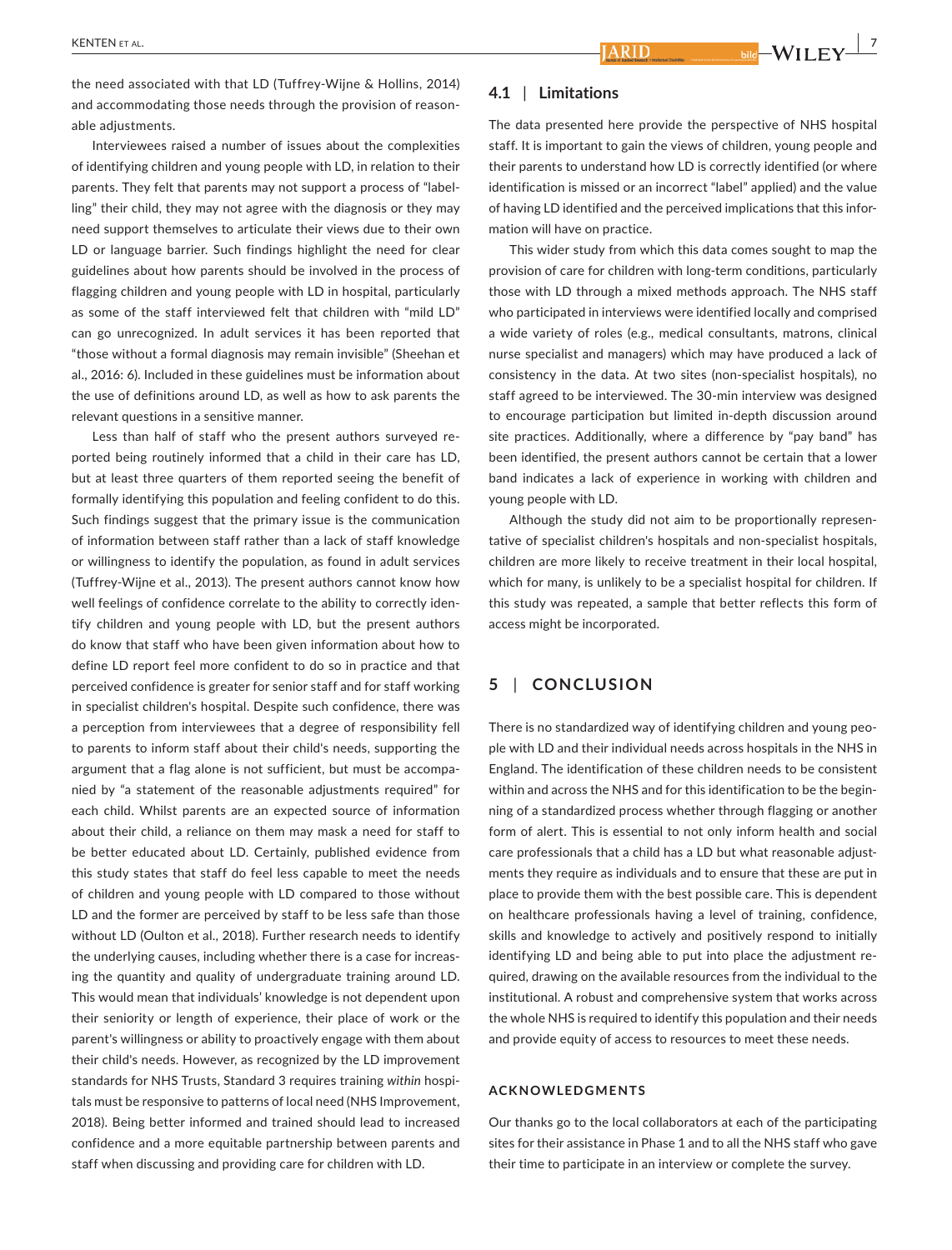the need associated with that LD (Tuffrey-Wijne & Hollins, 2014) and accommodating those needs through the provision of reasonable adjustments.

Interviewees raised a number of issues about the complexities of identifying children and young people with LD, in relation to their parents. They felt that parents may not support a process of "labelling" their child, they may not agree with the diagnosis or they may need support themselves to articulate their views due to their own LD or language barrier. Such findings highlight the need for clear guidelines about how parents should be involved in the process of flagging children and young people with LD in hospital, particularly as some of the staff interviewed felt that children with "mild LD" can go unrecognized. In adult services it has been reported that "those without a formal diagnosis may remain invisible" (Sheehan et al., 2016: 6). Included in these guidelines must be information about the use of definitions around LD, as well as how to ask parents the relevant questions in a sensitive manner.

Less than half of staff who the present authors surveyed reported being routinely informed that a child in their care has LD, but at least three quarters of them reported seeing the benefit of formally identifying this population and feeling confident to do this. Such findings suggest that the primary issue is the communication of information between staff rather than a lack of staff knowledge or willingness to identify the population, as found in adult services (Tuffrey-Wijne et al., 2013). The present authors cannot know how well feelings of confidence correlate to the ability to correctly identify children and young people with LD, but the present authors do know that staff who have been given information about how to define LD report feel more confident to do so in practice and that perceived confidence is greater for senior staff and for staff working in specialist children's hospital. Despite such confidence, there was a perception from interviewees that a degree of responsibility fell to parents to inform staff about their child's needs, supporting the argument that a flag alone is not sufficient, but must be accompanied by "a statement of the reasonable adjustments required" for each child. Whilst parents are an expected source of information about their child, a reliance on them may mask a need for staff to be better educated about LD. Certainly, published evidence from this study states that staff do feel less capable to meet the needs of children and young people with LD compared to those without LD and the former are perceived by staff to be less safe than those without LD (Oulton et al., 2018). Further research needs to identify the underlying causes, including whether there is a case for increasing the quantity and quality of undergraduate training around LD. This would mean that individuals' knowledge is not dependent upon their seniority or length of experience, their place of work or the parent's willingness or ability to proactively engage with them about their child's needs. However, as recognized by the LD improvement standards for NHS Trusts, Standard 3 requires training *within* hospitals must be responsive to patterns of local need (NHS Improvement, 2018). Being better informed and trained should lead to increased confidence and a more equitable partnership between parents and staff when discussing and providing care for children with LD.

### 4.1 | Limitations

The data presented here provide the perspective of NHS hospital staff. It is important to gain the views of children, young people and their parents to understand how LD is correctly identified (or where identification is missed or an incorrect "label" applied) and the value of having LD identified and the perceived implications that this information will have on practice.

This wider study from which this data comes sought to map the provision of care for children with long-term conditions, particularly those with LD through a mixed methods approach. The NHS staff who participated in interviews were identified locally and comprised a wide variety of roles (e.g., medical consultants, matrons, clinical nurse specialist and managers) which may have produced a lack of consistency in the data. At two sites (non-specialist hospitals), no staff agreed to be interviewed. The 30-min interview was designed to encourage participation but limited in-depth discussion around site practices. Additionally, where a difference by "pay band" has been identified, the present authors cannot be certain that a lower band indicates a lack of experience in working with children and young people with LD.

Although the study did not aim to be proportionally representative of specialist children's hospitals and non-specialist hospitals, children are more likely to receive treatment in their local hospital, which for many, is unlikely to be a specialist hospital for children. If this study was repeated, a sample that better reflects this form of access might be incorporated.

## 5 | CONCLUSION

There is no standardized way of identifying children and young people with LD and their individual needs across hospitals in the NHS in England. The identification of these children needs to be consistent within and across the NHS and for this identification to be the beginning of a standardized process whether through flagging or another form of alert. This is essential to not only inform health and social care professionals that a child has a LD but what reasonable adjustments they require as individuals and to ensure that these are put in place to provide them with the best possible care. This is dependent on healthcare professionals having a level of training, confidence, skills and knowledge to actively and positively respond to initially identifying LD and being able to put into place the adjustment required, drawing on the available resources from the individual to the institutional. A robust and comprehensive system that works across the whole NHS is required to identify this population and their needs and provide equity of access to resources to meet these needs.

#### ACKNOWLEDGMENTS

Our thanks go to the local collaborators at each of the participating sites for their assistance in Phase 1 and to all the NHS staff who gave their time to participate in an interview or complete the survey.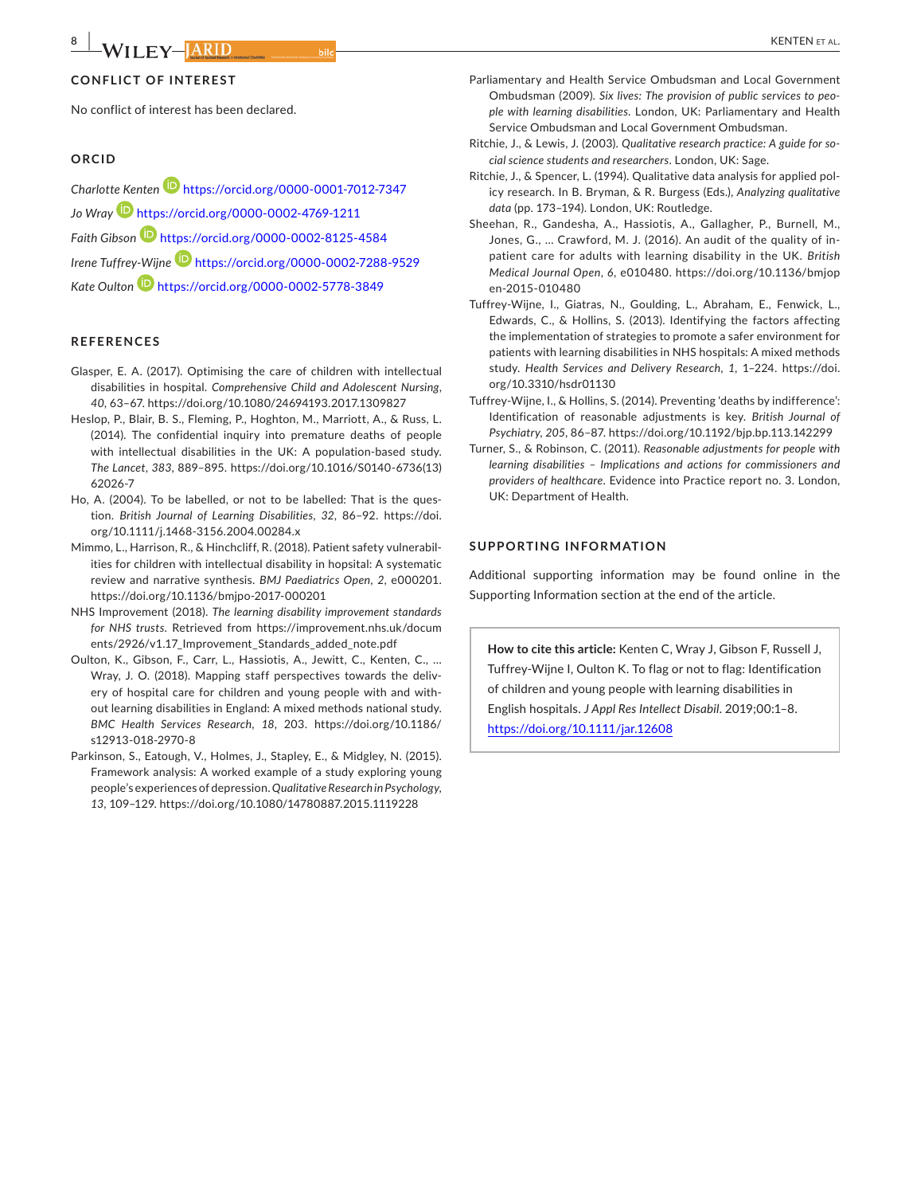## CONFLICT OF INTEREST

No conflict of interest has been declared.

## ORCID

*Charlotte Kenten* https://orcid.org/0000-0001-7012-7347

*Jo Wray* https://orcid.org/0000-0002-4769-1211

*Faith Gibson* https://orcid.org/0000-0002-8125-4584

*Irene Tuffrey-Wijne* https://orcid.org/0000-0002-7288-9529

*Kate Oulton* https://orcid.org/0000-0002-5778-3849

## REFERENCES

Glasper, E. A. (2017). Optimising the care of children with intellectual disabilities in hospital. *Comprehensive Child and Adolescent Nursing*, *40*, 63–67. https://doi.org/10.1080/24694193.2017.1309827

Heslop, P., Blair, B. S., Fleming, P., Hoghton, M., Marriott, A., & Russ, L. (2014). The confidential inquiry into premature deaths of people with intellectual disabilities in the UK: A population-based study. *The Lancet*, *383*, 889–895. https://doi.org/10.1016/S0140-6736(13)62026-7

Ho, A. (2004). To be labelled, or not to be labelled: That is the question. *British Journal of Learning Disabilities*, *32*, 86–92. https://doi.org/10.1111/j.1468-3156.2004.00284.x

Mimmo, L., Harrison, R., & Hinchcliff, R. (2018). Patient safety vulnerabilities for children with intellectual disability in hospital: A systematic review and narrative synthesis. *BMJ Paediatrics Open*, *2*, e000201. https://doi.org/10.1136/bmjpo-2017-000201

NHS Improvement (2018). *The learning disability improvement standards for NHS trusts*. Retrieved from https://improvement.nhs.uk/documents/2926/v1.17_Improvement_Standards_added_note.pdf

Oulton, K., Gibson, F., Carr, L., Hassiotis, A., Jewitt, C., Kenten, C., … Wray, J. O. (2018). Mapping staff perspectives towards the delivery of hospital care for children and young people with and without learning disabilities in England: A mixed methods national study. *BMC Health Services Research*, *18*, 203. https://doi.org/10.1186/s12913-018-2970-8

Parkinson, S., Eatough, V., Holmes, J., Stapley, E., & Midgley, N. (2015). Framework analysis: A worked example of a study exploring young people's experiences of depression. *Qualitative Research in Psychology*, *13*, 109–129. https://doi.org/10.1080/14780887.2015.1119228

Parliamentary and Health Service Ombudsman and Local Government Ombudsman (2009). *Six lives: The provision of public services to people with learning disabilities*. London, UK: Parliamentary and Health Service Ombudsman and Local Government Ombudsman.

Ritchie, J., & Lewis, J. (2003). *Qualitative research practice: A guide for social science students and researchers*. London, UK: Sage.

Ritchie, J., & Spencer, L. (1994). Qualitative data analysis for applied policy research. In B. Bryman, & R. Burgess (Eds.), *Analyzing qualitative data* (pp. 173–194). London, UK: Routledge.

Sheehan, R., Gandesha, A., Hassiotis, A., Gallagher, P., Burnell, M., Jones, G., … Crawford, M. J. (2016). An audit of the quality of inpatient care for adults with learning disability in the UK. *British Medical Journal Open*, *6*, e010480. https://doi.org/10.1136/bmjopen-2015-010480

Tuffrey-Wijne, I., Giatras, N., Goulding, L., Abraham, E., Fenwick, L., Edwards, C., & Hollins, S. (2013). Identifying the factors affecting the implementation of strategies to promote a safer environment for patients with learning disabilities in NHS hospitals: A mixed methods study. *Health Services and Delivery Research*, *1*, 1–224. https://doi.org/10.3310/hsdr01130

Tuffrey-Wijne, I., & Hollins, S. (2014). Preventing 'deaths by indifference': Identification of reasonable adjustments is key. *British Journal of Psychiatry*, *205*, 86–87. https://doi.org/10.1192/bjp.bp.113.142299

Turner, S., & Robinson, C. (2011). *Reasonable adjustments for people with learning disabilities – Implications and actions for commissioners and providers of healthcare*. Evidence into Practice report no. 3. London, UK: Department of Health.

## SUPPORTING INFORMATION

Additional supporting information may be found online in the Supporting Information section at the end of the article.

**How to cite this article:** Kenten C, Wray J, Gibson F, Russell J, Tuffrey-Wijne I, Oulton K. To flag or not to flag: Identification of children and young people with learning disabilities in English hospitals. *J Appl Res Intellect Disabil*. 2019;00:1–8. https://doi.org/10.1111/jar.12608